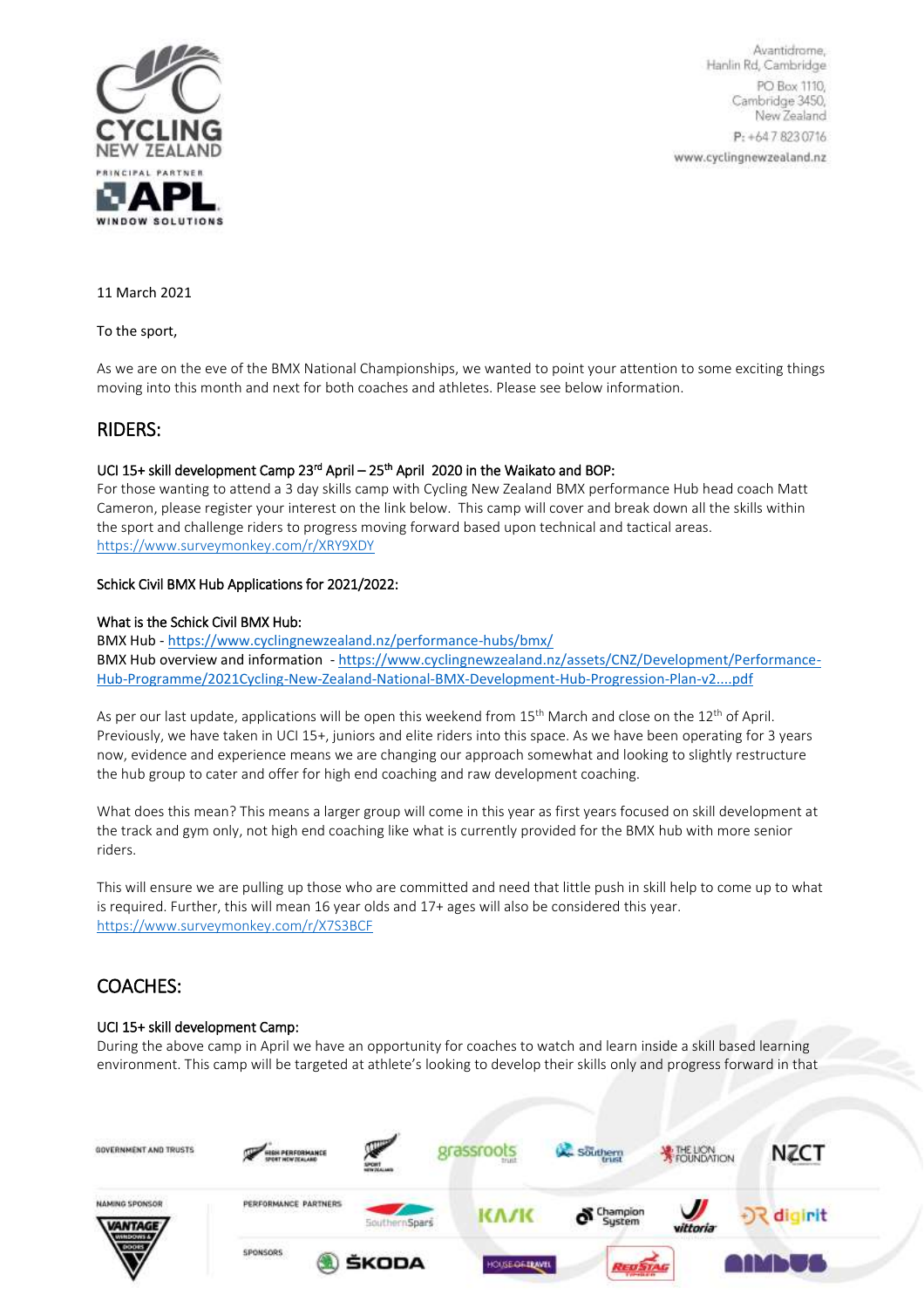Avantidrome,
Hanlin Rd, Cambridge
PO Box 1110,
Cambridge 3450,
New Zealand
P: +64 7 823 0716
www.cyclingnewzealand.nz

11 March 2021

To the sport,

As we are on the eve of the BMX National Championships, we wanted to point your attention to some exciting things moving into this month and next for both coaches and athletes. Please see below information.

## RIDERS:

### UCI 15+ skill development Camp 23rd April – 25th April 2020 in the Waikato and BOP:

For those wanting to attend a 3 day skills camp with Cycling New Zealand BMX performance Hub head coach Matt Cameron, please register your interest on the link below. This camp will cover and break down all the skills within the sport and challenge riders to progress moving forward based upon technical and tactical areas.
https://www.surveymonkey.com/r/XRY9XDY

### Schick Civil BMX Hub Applications for 2021/2022:

### What is the Schick Civil BMX Hub:

BMX Hub - https://www.cyclingnewzealand.nz/performance-hubs/bmx/
BMX Hub overview and information - https://www.cyclingnewzealand.nz/assets/CNZ/Development/Performance-Hub-Programme/2021Cycling-New-Zealand-National-BMX-Development-Hub-Progression-Plan-v2....pdf

As per our last update, applications will be open this weekend from 15th March and close on the 12th of April. Previously, we have taken in UCI 15+, juniors and elite riders into this space. As we have been operating for 3 years now, evidence and experience means we are changing our approach somewhat and looking to slightly restructure the hub group to cater and offer for high end coaching and raw development coaching.

What does this mean? This means a larger group will come in this year as first years focused on skill development at the track and gym only, not high end coaching like what is currently provided for the BMX hub with more senior riders.

This will ensure we are pulling up those who are committed and need that little push in skill help to come up to what is required. Further, this will mean 16 year olds and 17+ ages will also be considered this year.
https://www.surveymonkey.com/r/X7S3BCF

## COACHES:

### UCI 15+ skill development Camp:

During the above camp in April we have an opportunity for coaches to watch and learn inside a skill based learning environment. This camp will be targeted at athlete's looking to develop their skills only and progress forward in that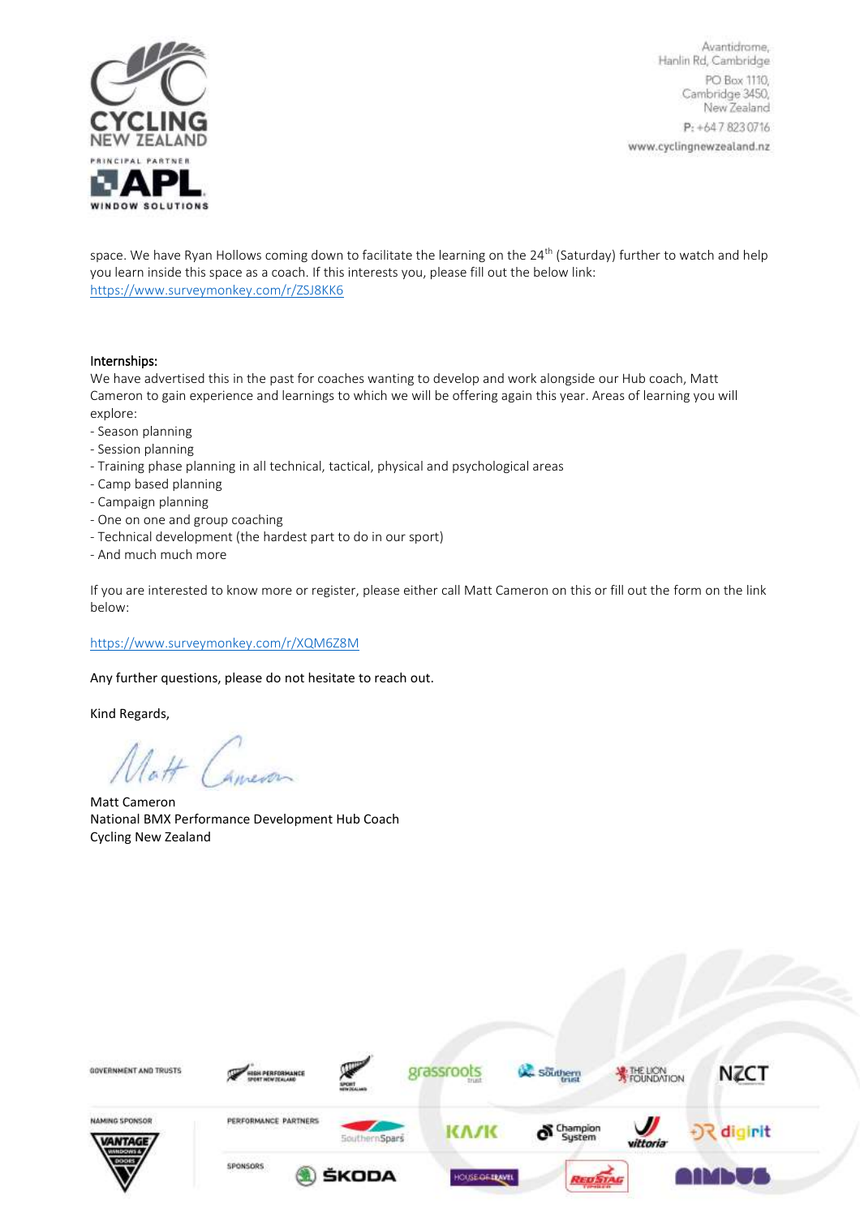space. We have Ryan Hollows coming down to facilitate the learning on the 24th (Saturday) further to watch and help you learn inside this space as a coach. If this interests you, please fill out the below link: https://www.surveymonkey.com/r/ZSJ8KK6

Internships:

We have advertised this in the past for coaches wanting to develop and work alongside our Hub coach, Matt Cameron to gain experience and learnings to which we will be offering again this year. Areas of learning you will explore:

- Season planning
- Session planning
- Training phase planning in all technical, tactical, physical and psychological areas
- Camp based planning
- Campaign planning
- One on one and group coaching
- Technical development (the hardest part to do in our sport)
- And much much more

If you are interested to know more or register, please either call Matt Cameron on this or fill out the form on the link below:

https://www.surveymonkey.com/r/XQM6Z8M

Any further questions, please do not hesitate to reach out.

Kind Regards,

Matt Cameron
National BMX Performance Development Hub Coach
Cycling New Zealand